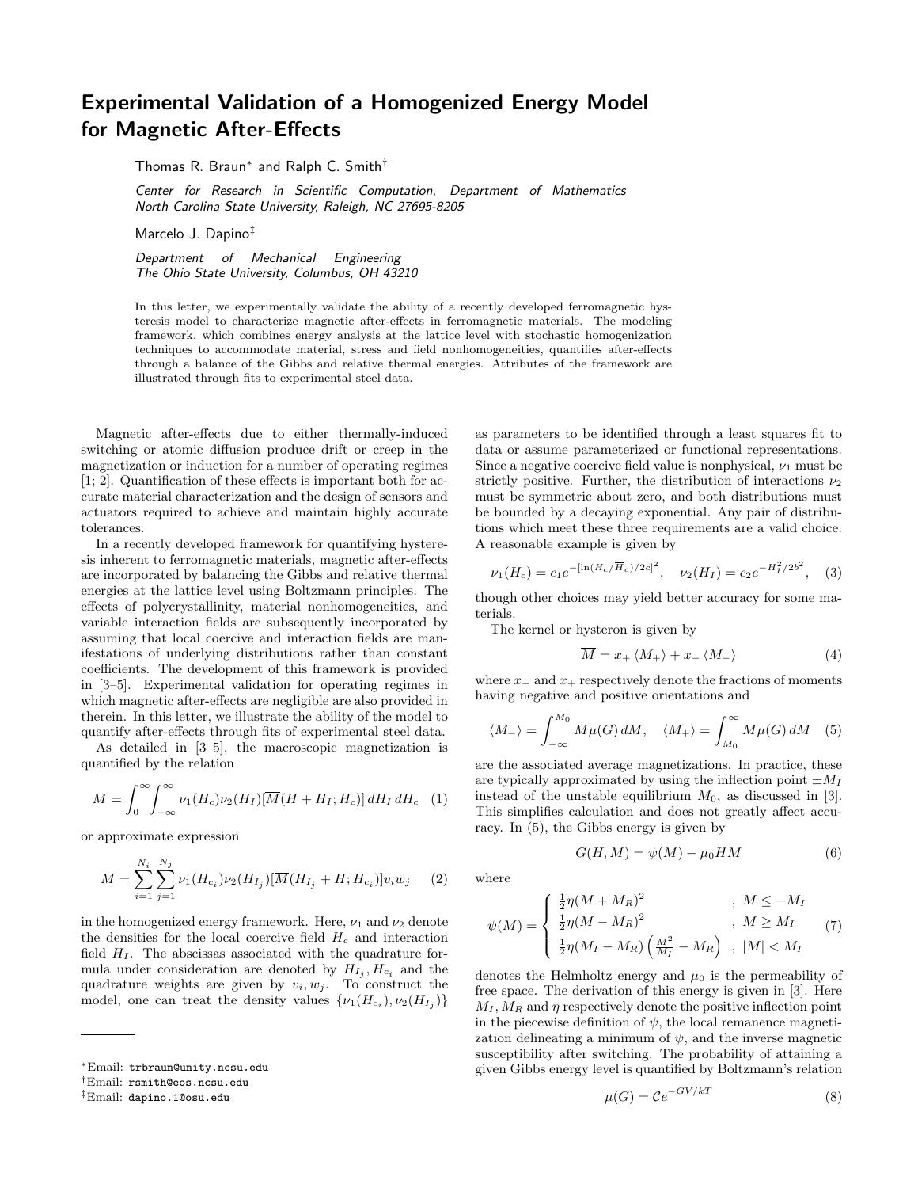# Experimental Validation of a Homogenized Energy Model for Magnetic After-Effects

Thomas R. Braun* and Ralph C. Smith†

*Center for Research in Scientific Computation, Department of Mathematics*
*North Carolina State University, Raleigh, NC 27695-8205*

Marcelo J. Dapino‡

*Department of Mechanical Engineering*
*The Ohio State University, Columbus, OH 43210*

In this letter, we experimentally validate the ability of a recently developed ferromagnetic hysteresis model to characterize magnetic after-effects in ferromagnetic materials. The modeling framework, which combines energy analysis at the lattice level with stochastic homogenization techniques to accommodate material, stress and field nonhomogeneities, quantifies after-effects through a balance of the Gibbs and relative thermal energies. Attributes of the framework are illustrated through fits to experimental steel data.

Magnetic after-effects due to either thermally-induced switching or atomic diffusion produce drift or creep in the magnetization or induction for a number of operating regimes [1; 2]. Quantification of these effects is important both for accurate material characterization and the design of sensors and actuators required to achieve and maintain highly accurate tolerances.

In a recently developed framework for quantifying hysteresis inherent to ferromagnetic materials, magnetic after-effects are incorporated by balancing the Gibbs and relative thermal energies at the lattice level using Boltzmann principles. The effects of polycrystallinity, material nonhomogeneities, and variable interaction fields are subsequently incorporated by assuming that local coercive and interaction fields are manifestations of underlying distributions rather than constant coefficients. The development of this framework is provided in [3–5]. Experimental validation for operating regimes in which magnetic after-effects are negligible are also provided in therein. In this letter, we illustrate the ability of the model to quantify after-effects through fits of experimental steel data.

As detailed in [3–5], the macroscopic magnetization is quantified by the relation

$$M = \int_0^\infty \int_{-\infty}^\infty \nu_1(H_c)\nu_2(H_I)[\overline{M}(H + H_I; H_c)]\, dH_I\, dH_c \quad (1)$$

or approximate expression

$$M = \sum_{i=1}^{N_i} \sum_{j=1}^{N_j} \nu_1(H_{c_i})\nu_2(H_{I_j})[\overline{M}(H_{I_j} + H; H_{c_i})]v_i w_j \quad (2)$$

in the homogenized energy framework. Here, $\nu_1$ and $\nu_2$ denote the densities for the local coercive field $H_c$ and interaction field $H_I$. The abscissas associated with the quadrature formula under consideration are denoted by $H_{I_j}, H_{c_i}$ and the quadrature weights are given by $v_i, w_j$. To construct the model, one can treat the density values $\{\nu_1(H_{c_i}), \nu_2(H_{I_j})\}$ as parameters to be identified through a least squares fit to data or assume parameterized or functional representations. Since a negative coercive field value is nonphysical, $\nu_1$ must be strictly positive. Further, the distribution of interactions $\nu_2$ must be symmetric about zero, and both distributions must be bounded by a decaying exponential. Any pair of distributions which meet these three requirements are a valid choice. A reasonable example is given by

$$\nu_1(H_c) = c_1 e^{-[\ln(H_c/\overline{H}_c)/2c]^2}, \quad \nu_2(H_I) = c_2 e^{-H_I^2/2b^2}, \quad (3)$$

though other choices may yield better accuracy for some materials.

The kernel or hysteron is given by

$$\overline{M} = x_+ \langle M_+ \rangle + x_- \langle M_- \rangle \quad (4)$$

where $x_-$ and $x_+$ respectively denote the fractions of moments having negative and positive orientations and

$$\langle M_- \rangle = \int_{-\infty}^{M_0} M\mu(G)\, dM, \quad \langle M_+ \rangle = \int_{M_0}^{\infty} M\mu(G)\, dM \quad (5)$$

are the associated average magnetizations. In practice, these are typically approximated by using the inflection point $\pm M_I$ instead of the unstable equilibrium $M_0$, as discussed in [3]. This simplifies calculation and does not greatly affect accuracy. In (5), the Gibbs energy is given by

$$G(H, M) = \psi(M) - \mu_0 HM \quad (6)$$

where

$$\psi(M) = \begin{cases} \frac{1}{2}\eta(M + M_R)^2 & , \ M \le -M_I \\ \frac{1}{2}\eta(M - M_R)^2 & , \ M \ge M_I \\ \frac{1}{2}\eta(M_I - M_R)\left(\frac{M^2}{M_I} - M_R\right) & , \ |M| < M_I \end{cases} \quad (7)$$

denotes the Helmholtz energy and $\mu_0$ is the permeability of free space. The derivation of this energy is given in [3]. Here $M_I, M_R$ and $\eta$ respectively denote the positive inflection point in the piecewise definition of $\psi$, the local remanence magnetization delineating a minimum of $\psi$, and the inverse magnetic susceptibility after switching. The probability of attaining a given Gibbs energy level is quantified by Boltzmann's relation

$$\mu(G) = \mathcal{C}e^{-GV/kT} \quad (8)$$

---

*Email: trbraun@unity.ncsu.edu

†Email: rsmith@eos.ncsu.edu

‡Email: dapino.1@osu.edu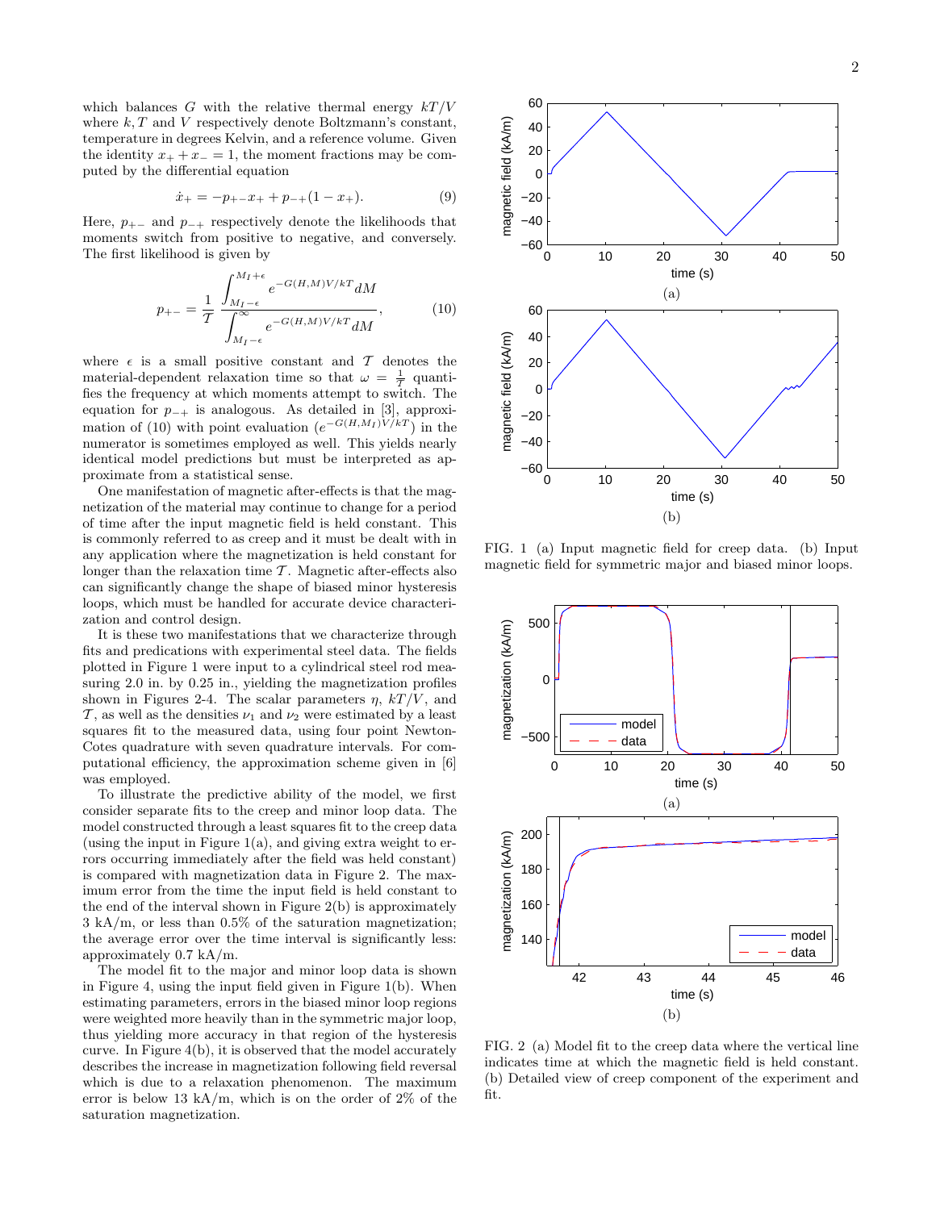which balances $G$ with the relative thermal energy $kT/V$ where $k, T$ and $V$ respectively denote Boltzmann's constant, temperature in degrees Kelvin, and a reference volume. Given the identity $x_+ + x_- = 1$, the moment fractions may be computed by the differential equation

$$\dot{x}_+ = -p_{+-}x_+ + p_{-+}(1 - x_+). \tag{9}$$

Here, $p_{+-}$ and $p_{-+}$ respectively denote the likelihoods that moments switch from positive to negative, and conversely. The first likelihood is given by

$$p_{+-} = \frac{1}{\mathcal{T}} \frac{\int_{M_I-\epsilon}^{M_I+\epsilon} e^{-G(H,M)V/kT} dM}{\int_{M_I-\epsilon}^{\infty} e^{-G(H,M)V/kT} dM}, \tag{10}$$

where $\epsilon$ is a small positive constant and $\mathcal{T}$ denotes the material-dependent relaxation time so that $\omega = \frac{1}{\mathcal{T}}$ quantifies the frequency at which moments attempt to switch. The equation for $p_{-+}$ is analogous. As detailed in [3], approximation of (10) with point evaluation ($e^{-G(H,M_I)V/kT}$) in the numerator is sometimes employed as well. This yields nearly identical model predictions but must be interpreted as approximate from a statistical sense.

One manifestation of magnetic after-effects is that the magnetization of the material may continue to change for a period of time after the input magnetic field is held constant. This is commonly referred to as creep and it must be dealt with in any application where the magnetization is held constant for longer than the relaxation time $\mathcal{T}$. Magnetic after-effects also can significantly change the shape of biased minor hysteresis loops, which must be handled for accurate device characterization and control design.

It is these two manifestations that we characterize through fits and predications with experimental steel data. The fields plotted in Figure 1 were input to a cylindrical steel rod measuring 2.0 in. by 0.25 in., yielding the magnetization profiles shown in Figures 2-4. The scalar parameters $\eta$, $kT/V$, and $\mathcal{T}$, as well as the densities $\nu_1$ and $\nu_2$ were estimated by a least squares fit to the measured data, using four point Newton-Cotes quadrature with seven quadrature intervals. For computational efficiency, the approximation scheme given in [6] was employed.

To illustrate the predictive ability of the model, we first consider separate fits to the creep and minor loop data. The model constructed through a least squares fit to the creep data (using the input in Figure 1(a), and giving extra weight to errors occurring immediately after the field was held constant) is compared with magnetization data in Figure 2. The maximum error from the time the input field is held constant to the end of the interval shown in Figure 2(b) is approximately 3 kA/m, or less than 0.5% of the saturation magnetization; the average error over the time interval is significantly less: approximately 0.7 kA/m.

The model fit to the major and minor loop data is shown in Figure 4, using the input field given in Figure 1(b). When estimating parameters, errors in the biased minor loop regions were weighted more heavily than in the symmetric major loop, thus yielding more accuracy in that region of the hysteresis curve. In Figure 4(b), it is observed that the model accurately describes the increase in magnetization following field reversal which is due to a relaxation phenomenon. The maximum error is below 13 kA/m, which is on the order of 2% of the saturation magnetization.

FIG. 1 (a) Input magnetic field for creep data. (b) Input magnetic field for symmetric major and biased minor loops.

FIG. 2 (a) Model fit to the creep data where the vertical line indicates time at which the magnetic field is held constant. (b) Detailed view of creep component of the experiment and fit.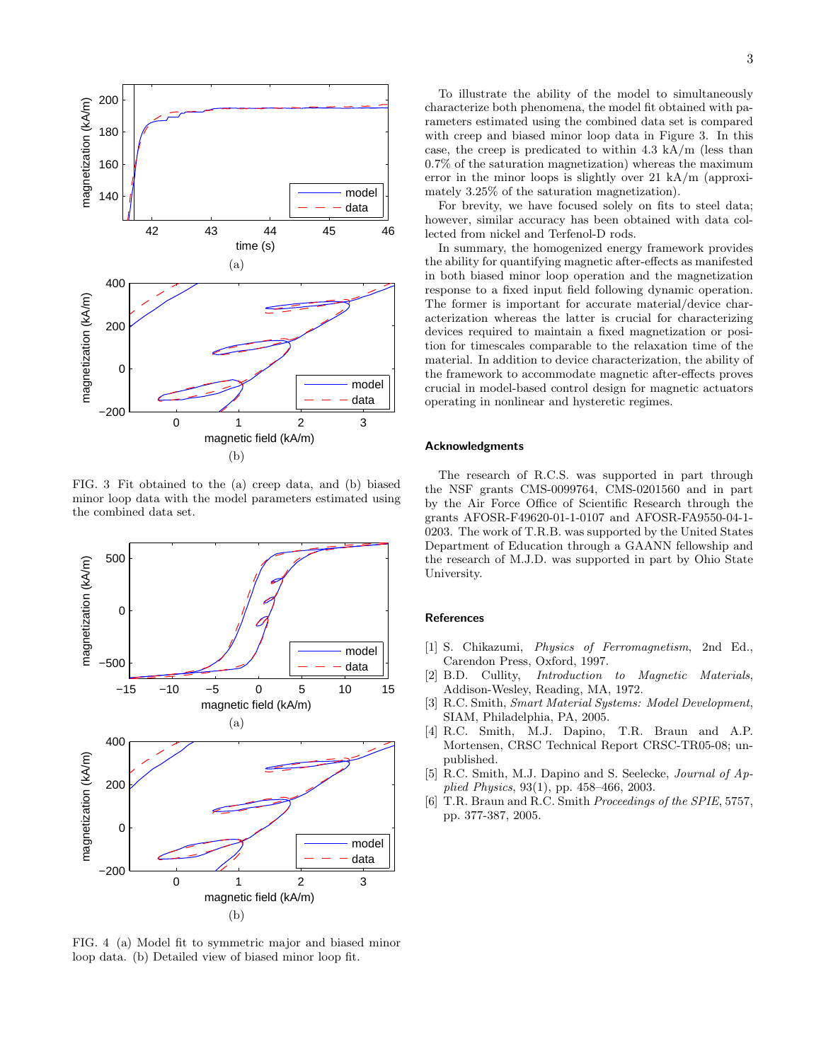magnetization (kA/m)

200

180

160

140

model

data

42 43 44 45 46

time (s)

(a)

400

200

0

−200

magnetization (kA/m)

model

data

0 1 2 3

magnetic field (kA/m)

(b)

FIG. 3 Fit obtained to the (a) creep data, and (b) biased minor loop data with the model parameters estimated using the combined data set.

magnetization (kA/m)

500

0

−500

model

data

−15 −10 −5 0 5 10 15

magnetic field (kA/m)

(a)

400

200

0

−200

magnetization (kA/m)

model

data

0 1 2 3

magnetic field (kA/m)

(b)

FIG. 4 (a) Model fit to symmetric major and biased minor loop data. (b) Detailed view of biased minor loop fit.

To illustrate the ability of the model to simultaneously characterize both phenomena, the model fit obtained with parameters estimated using the combined data set is compared with creep and biased minor loop data in Figure 3. In this case, the creep is predicated to within 4.3 kA/m (less than 0.7% of the saturation magnetization) whereas the maximum error in the minor loops is slightly over 21 kA/m (approximately 3.25% of the saturation magnetization).

For brevity, we have focused solely on fits to steel data; however, similar accuracy has been obtained with data collected from nickel and Terfenol-D rods.

In summary, the homogenized energy framework provides the ability for quantifying magnetic after-effects as manifested in both biased minor loop operation and the magnetization response to a fixed input field following dynamic operation. The former is important for accurate material/device characterization whereas the latter is crucial for characterizing devices required to maintain a fixed magnetization or position for timescales comparable to the relaxation time of the material. In addition to device characterization, the ability of the framework to accommodate magnetic after-effects proves crucial in model-based control design for magnetic actuators operating in nonlinear and hysteretic regimes.

## Acknowledgments

The research of R.C.S. was supported in part through the NSF grants CMS-0099764, CMS-0201560 and in part by the Air Force Office of Scientific Research through the grants AFOSR-F49620-01-1-0107 and AFOSR-FA9550-04-1-0203. The work of T.R.B. was supported by the United States Department of Education through a GAANN fellowship and the research of M.J.D. was supported in part by Ohio State University.

## References

[1] S. Chikazumi, *Physics of Ferromagnetism*, 2nd Ed., Carendon Press, Oxford, 1997.

[2] B.D. Cullity, *Introduction to Magnetic Materials*, Addison-Wesley, Reading, MA, 1972.

[3] R.C. Smith, *Smart Material Systems: Model Development*, SIAM, Philadelphia, PA, 2005.

[4] R.C. Smith, M.J. Dapino, T.R. Braun and A.P. Mortensen, CRSC Technical Report CRSC-TR05-08; unpublished.

[5] R.C. Smith, M.J. Dapino and S. Seelecke, *Journal of Applied Physics*, 93(1), pp. 458–466, 2003.

[6] T.R. Braun and R.C. Smith *Proceedings of the SPIE*, 5757, pp. 377-387, 2005.